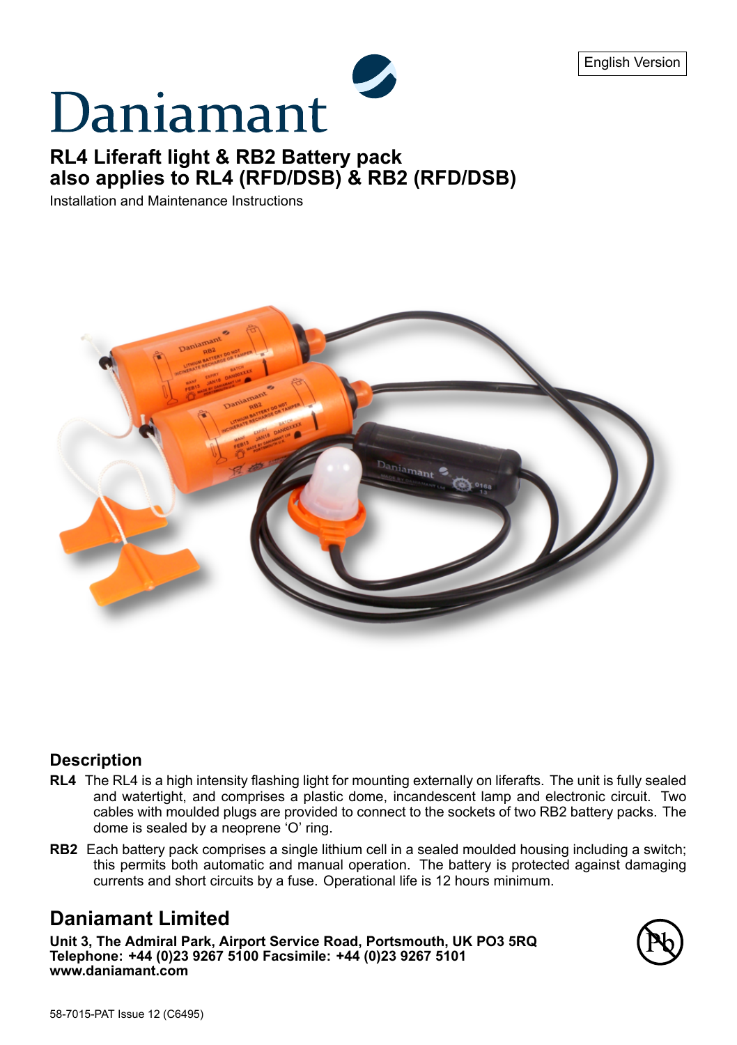English Version

# Daniamant

## RL4 Liferaft light & RB2 Battery pack also applies to RL4 (RFD/DSB) & RB2 (RFD/DSB)

Installation and Maintenance Instructions

### Description

**RL4** The RL4 is a high intensity flashing light for mounting externally on liferafts. The unit is fully sealed and watertight, and comprises a plastic dome, incandescent lamp and electronic circuit. Two cables with moulded plugs are provided to connect to the sockets of two RB2 battery packs. The dome is sealed by a neoprene 'O' ring.

**RB2** Each battery pack comprises a single lithium cell in a sealed moulded housing including a switch; this permits both automatic and manual operation. The battery is protected against damaging currents and short circuits by a fuse. Operational life is 12 hours minimum.

## Daniamant Limited

**Unit 3, The Admiral Park, Airport Service Road, Portsmouth, UK PO3 5RQ**
**Telephone: +44 (0)23 9267 5100 Facsimile: +44 (0)23 9267 5101**
**www.daniamant.com**

58-7015-PAT Issue 12 (C6495)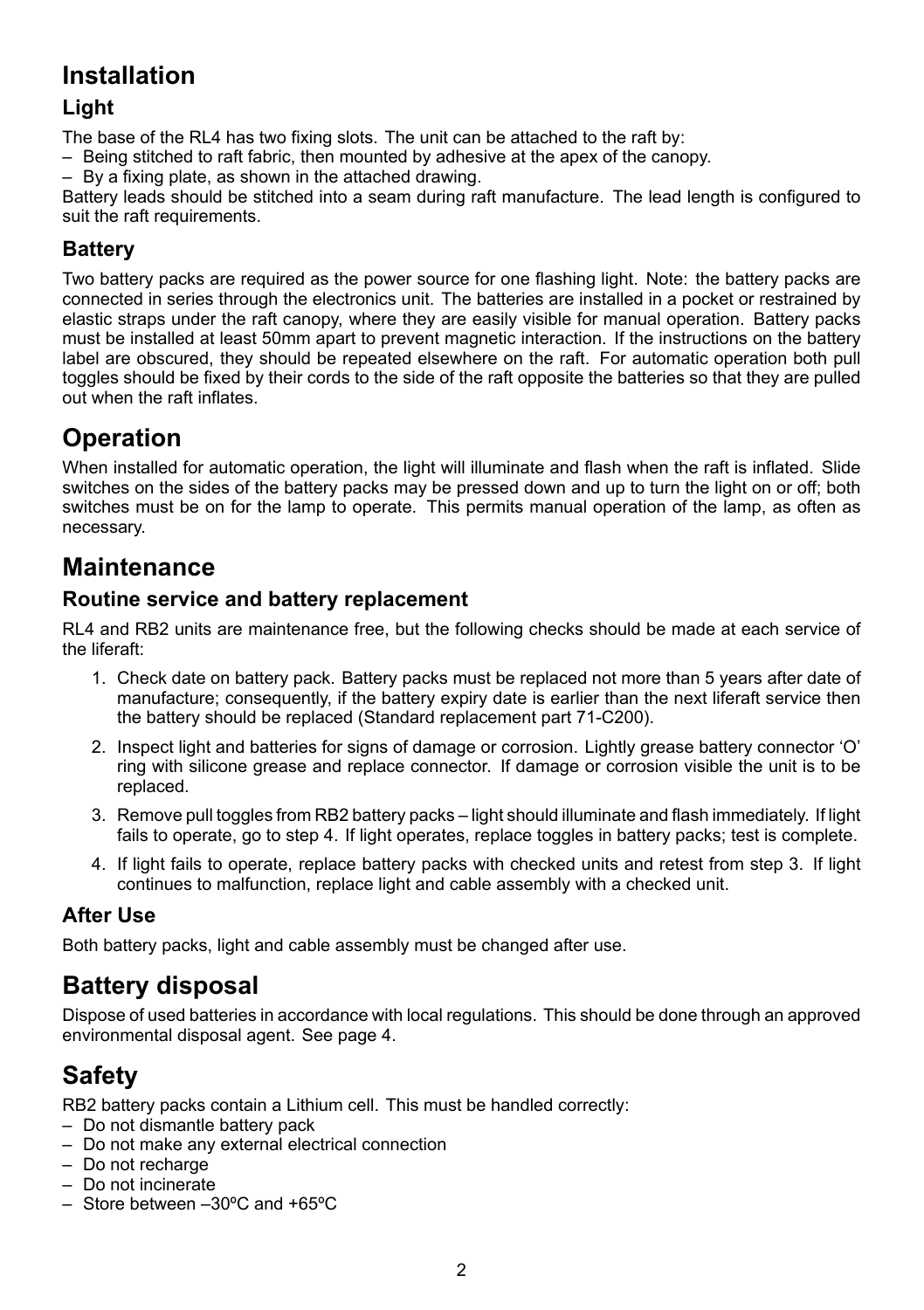# Installation

## Light

The base of the RL4 has two fixing slots. The unit can be attached to the raft by:

– Being stitched to raft fabric, then mounted by adhesive at the apex of the canopy.
– By a fixing plate, as shown in the attached drawing.

Battery leads should be stitched into a seam during raft manufacture. The lead length is configured to suit the raft requirements.

## Battery

Two battery packs are required as the power source for one flashing light. Note: the battery packs are connected in series through the electronics unit. The batteries are installed in a pocket or restrained by elastic straps under the raft canopy, where they are easily visible for manual operation. Battery packs must be installed at least 50mm apart to prevent magnetic interaction. If the instructions on the battery label are obscured, they should be repeated elsewhere on the raft. For automatic operation both pull toggles should be fixed by their cords to the side of the raft opposite the batteries so that they are pulled out when the raft inflates.

# Operation

When installed for automatic operation, the light will illuminate and flash when the raft is inflated. Slide switches on the sides of the battery packs may be pressed down and up to turn the light on or off; both switches must be on for the lamp to operate. This permits manual operation of the lamp, as often as necessary.

# Maintenance

## Routine service and battery replacement

RL4 and RB2 units are maintenance free, but the following checks should be made at each service of the liferaft:

1. Check date on battery pack. Battery packs must be replaced not more than 5 years after date of manufacture; consequently, if the battery expiry date is earlier than the next liferaft service then the battery should be replaced (Standard replacement part 71-C200).
2. Inspect light and batteries for signs of damage or corrosion. Lightly grease battery connector 'O' ring with silicone grease and replace connector. If damage or corrosion visible the unit is to be replaced.
3. Remove pull toggles from RB2 battery packs – light should illuminate and flash immediately. If light fails to operate, go to step 4. If light operates, replace toggles in battery packs; test is complete.
4. If light fails to operate, replace battery packs with checked units and retest from step 3. If light continues to malfunction, replace light and cable assembly with a checked unit.

## After Use

Both battery packs, light and cable assembly must be changed after use.

# Battery disposal

Dispose of used batteries in accordance with local regulations. This should be done through an approved environmental disposal agent. See page 4.

# Safety

RB2 battery packs contain a Lithium cell. This must be handled correctly:

– Do not dismantle battery pack
– Do not make any external electrical connection
– Do not recharge
– Do not incinerate
– Store between –30ºC and +65ºC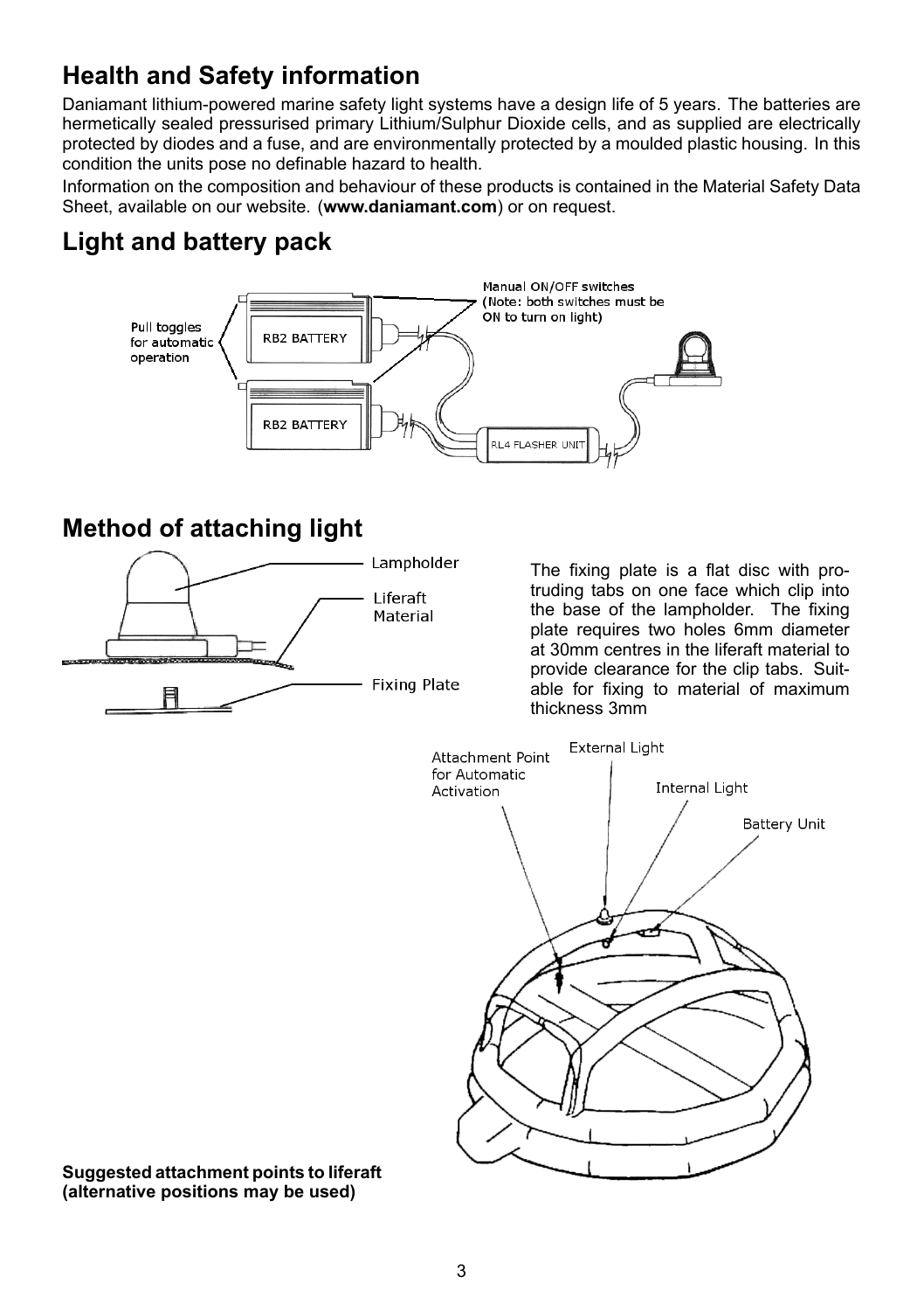## Health and Safety information

Daniamant lithium-powered marine safety light systems have a design life of 5 years. The batteries are hermetically sealed pressurised primary Lithium/Sulphur Dioxide cells, and as supplied are electrically protected by diodes and a fuse, and are environmentally protected by a moulded plastic housing. In this condition the units pose no definable hazard to health.

Information on the composition and behaviour of these products is contained in the Material Safety Data Sheet, available on our website. (**www.daniamant.com**) or on request.

## Light and battery pack

Pull toggles for automatic operation

RB2 BATTERY

RB2 BATTERY

Manual ON/OFF switches (Note: both switches must be ON to turn on light)

RL4 FLASHER UNIT

## Method of attaching light

Lampholder

Liferaft Material

Fixing Plate

The fixing plate is a flat disc with protruding tabs on one face which clip into the base of the lampholder. The fixing plate requires two holes 6mm diameter at 30mm centres in the liferaft material to provide clearance for the clip tabs. Suitable for fixing to material of maximum thickness 3mm

Attachment Point for Automatic Activation

External Light

Internal Light

Battery Unit

**Suggested attachment points to liferaft (alternative positions may be used)**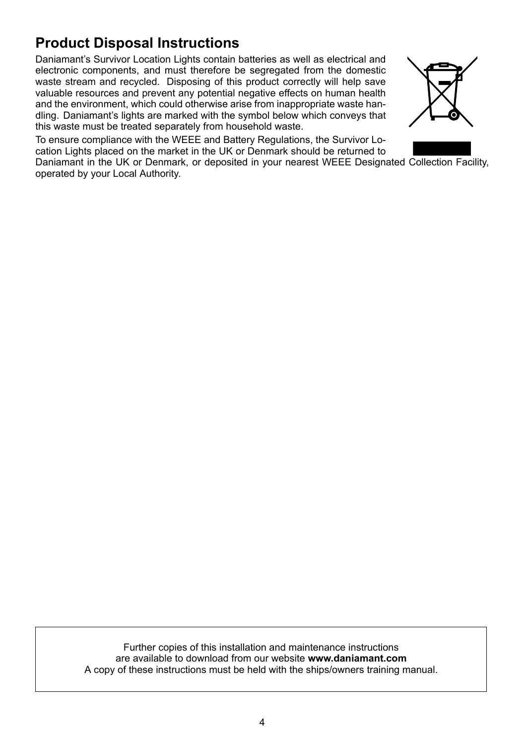# Product Disposal Instructions

Daniamant's Survivor Location Lights contain batteries as well as electrical and electronic components, and must therefore be segregated from the domestic waste stream and recycled. Disposing of this product correctly will help save valuable resources and prevent any potential negative effects on human health and the environment, which could otherwise arise from inappropriate waste handling. Daniamant's lights are marked with the symbol below which conveys that this waste must be treated separately from household waste.

To ensure compliance with the WEEE and Battery Regulations, the Survivor Location Lights placed on the market in the UK or Denmark should be returned to Daniamant in the UK or Denmark, or deposited in your nearest WEEE Designated Collection Facility, operated by your Local Authority.

Further copies of this installation and maintenance instructions are available to download from our website **www.daniamant.com**
A copy of these instructions must be held with the ships/owners training manual.